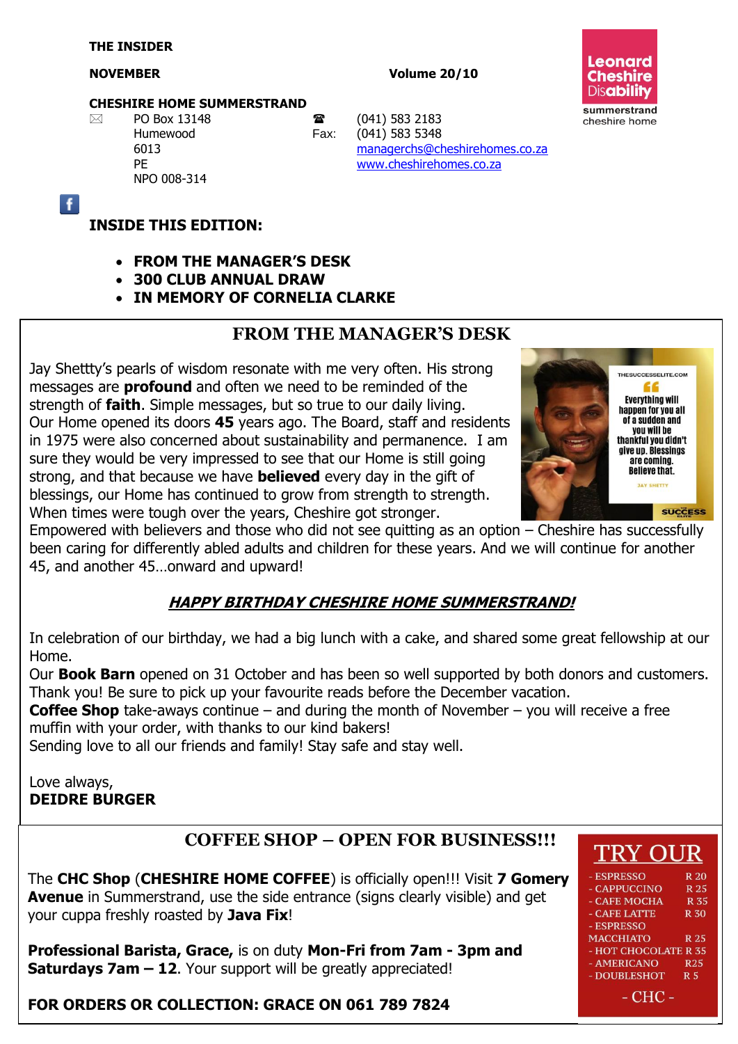**THE INSIDER**

**NOVEMBER** **Volume 20/10**

**CHESHIRE HOME SUMMERSTRAND**

PO Box 13148
Humewood
6013
PE
NPO 008-314

(041) 583 2183
Fax: (041) 583 5348
managerchs@cheshirehomes.co.za
www.cheshirehomes.co.za

Leonard Cheshire Disability
summerstrand cheshire home

## INSIDE THIS EDITION:

- **FROM THE MANAGER'S DESK**
- **300 CLUB ANNUAL DRAW**
- **IN MEMORY OF CORNELIA CLARKE**

## FROM THE MANAGER'S DESK

Jay Shettty's pearls of wisdom resonate with me very often. His strong messages are **profound** and often we need to be reminded of the strength of **faith**. Simple messages, but so true to our daily living.
Our Home opened its doors **45** years ago. The Board, staff and residents in 1975 were also concerned about sustainability and permanence. I am sure they would be very impressed to see that our Home is still going strong, and that because we have **believed** every day in the gift of blessings, our Home has continued to grow from strength to strength. When times were tough over the years, Cheshire got stronger. Empowered with believers and those who did not see quitting as an option – Cheshire has successfully been caring for differently abled adults and children for these years. And we will continue for another 45, and another 45…onward and upward!

***HAPPY BIRTHDAY CHESHIRE HOME SUMMERSTRAND!***

In celebration of our birthday, we had a big lunch with a cake, and shared some great fellowship at our Home.
Our **Book Barn** opened on 31 October and has been so well supported by both donors and customers. Thank you! Be sure to pick up your favourite reads before the December vacation.
**Coffee Shop** take-aways continue – and during the month of November – you will receive a free muffin with your order, with thanks to our kind bakers!
Sending love to all our friends and family! Stay safe and stay well.

Love always,
**DEIDRE BURGER**

## COFFEE SHOP – OPEN FOR BUSINESS!!!

The **CHC Shop** (**CHESHIRE HOME COFFEE**) is officially open!!! Visit **7 Gomery Avenue** in Summerstrand, use the side entrance (signs clearly visible) and get your cuppa freshly roasted by **Java Fix**!

**Professional Barista, Grace,** is on duty **Mon-Fri from 7am - 3pm and Saturdays 7am – 12**. Your support will be greatly appreciated!

**FOR ORDERS OR COLLECTION: GRACE ON 061 789 7824**

**TRY OUR**

| Item | Price |
|---|---|
| - ESPRESSO | R 20 |
| - CAPPUCCINO | R 25 |
| - CAFE MOCHA | R 35 |
| - CAFE LATTE | R 30 |
| - ESPRESSO MACCHIATO | R 25 |
| - HOT CHOCOLATE | R 35 |
| - AMERICANO | R25 |
| - DOUBLESHOT | R 5 |

- CHC -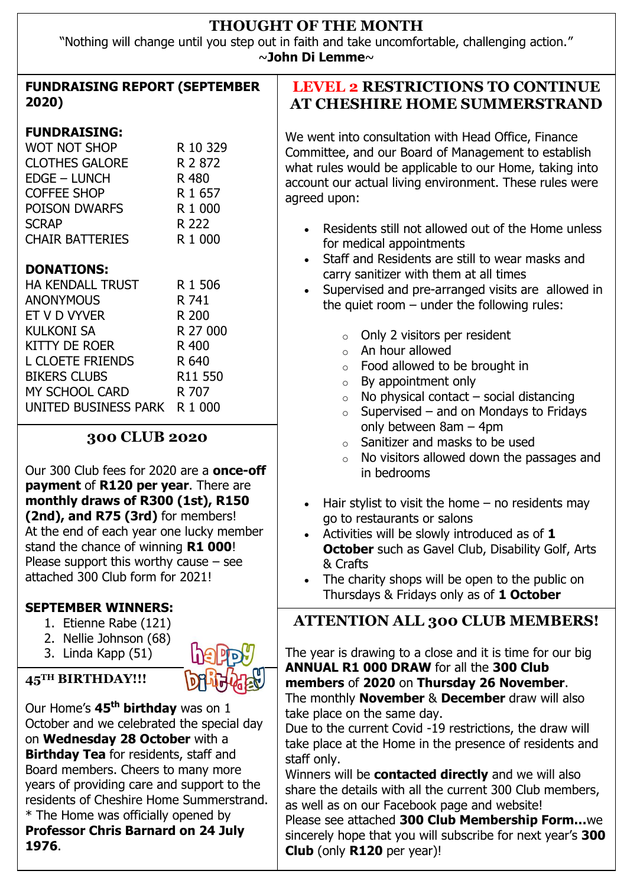## THOUGHT OF THE MONTH

"Nothing will change until you step out in faith and take uncomfortable, challenging action."
~**John Di Lemme**~

### FUNDRAISING REPORT (SEPTEMBER 2020)

**FUNDRAISING:**

| | |
|---|---|
| WOT NOT SHOP | R 10 329 |
| CLOTHES GALORE | R 2 872 |
| EDGE – LUNCH | R 480 |
| COFFEE SHOP | R 1 657 |
| POISON DWARFS | R 1 000 |
| SCRAP | R 222 |
| CHAIR BATTERIES | R 1 000 |

**DONATIONS:**

| | |
|---|---|
| HA KENDALL TRUST | R 1 506 |
| ANONYMOUS | R 741 |
| ET V D VYVER | R 200 |
| KULKONI SA | R 27 000 |
| KITTY DE ROER | R 400 |
| L CLOETE FRIENDS | R 640 |
| BIKERS CLUBS | R11 550 |
| MY SCHOOL CARD | R 707 |
| UNITED BUSINESS PARK | R 1 000 |

### 300 CLUB 2020

Our 300 Club fees for 2020 are a **once-off payment** of **R120 per year**. There are **monthly draws of R300 (1st), R150 (2nd), and R75 (3rd)** for members! At the end of each year one lucky member stand the chance of winning **R1 000**! Please support this worthy cause – see attached 300 Club form for 2021!

**SEPTEMBER WINNERS:**

1. Etienne Rabe (121)
2. Nellie Johnson (68)
3. Linda Kapp (51)

### 45TH BIRTHDAY!!!

Our Home's **45th birthday** was on 1 October and we celebrated the special day on **Wednesday 28 October** with a **Birthday Tea** for residents, staff and Board members. Cheers to many more years of providing care and support to the residents of Cheshire Home Summerstrand.
* The Home was officially opened by **Professor Chris Barnard on 24 July 1976**.

### LEVEL 2 RESTRICTIONS TO CONTINUE AT CHESHIRE HOME SUMMERSTRAND

We went into consultation with Head Office, Finance Committee, and our Board of Management to establish what rules would be applicable to our Home, taking into account our actual living environment. These rules were agreed upon:

- Residents still not allowed out of the Home unless for medical appointments
- Staff and Residents are still to wear masks and carry sanitizer with them at all times
- Supervised and pre-arranged visits are allowed in the quiet room – under the following rules:
  - Only 2 visitors per resident
  - An hour allowed
  - Food allowed to be brought in
  - By appointment only
  - No physical contact – social distancing
  - Supervised – and on Mondays to Fridays only between 8am – 4pm
  - Sanitizer and masks to be used
  - No visitors allowed down the passages and in bedrooms
- Hair stylist to visit the home – no residents may go to restaurants or salons
- Activities will be slowly introduced as of **1 October** such as Gavel Club, Disability Golf, Arts & Crafts
- The charity shops will be open to the public on Thursdays & Fridays only as of **1 October**

### ATTENTION ALL 300 CLUB MEMBERS!

The year is drawing to a close and it is time for our big **ANNUAL R1 000 DRAW** for all the **300 Club members** of **2020** on **Thursday 26 November**.
The monthly **November** & **December** draw will also take place on the same day.
Due to the current Covid -19 restrictions, the draw will take place at the Home in the presence of residents and staff only.
Winners will be **contacted directly** and we will also share the details with all the current 300 Club members, as well as on our Facebook page and website!
Please see attached **300 Club Membership Form…**we sincerely hope that you will subscribe for next year's **300 Club** (only **R120** per year)!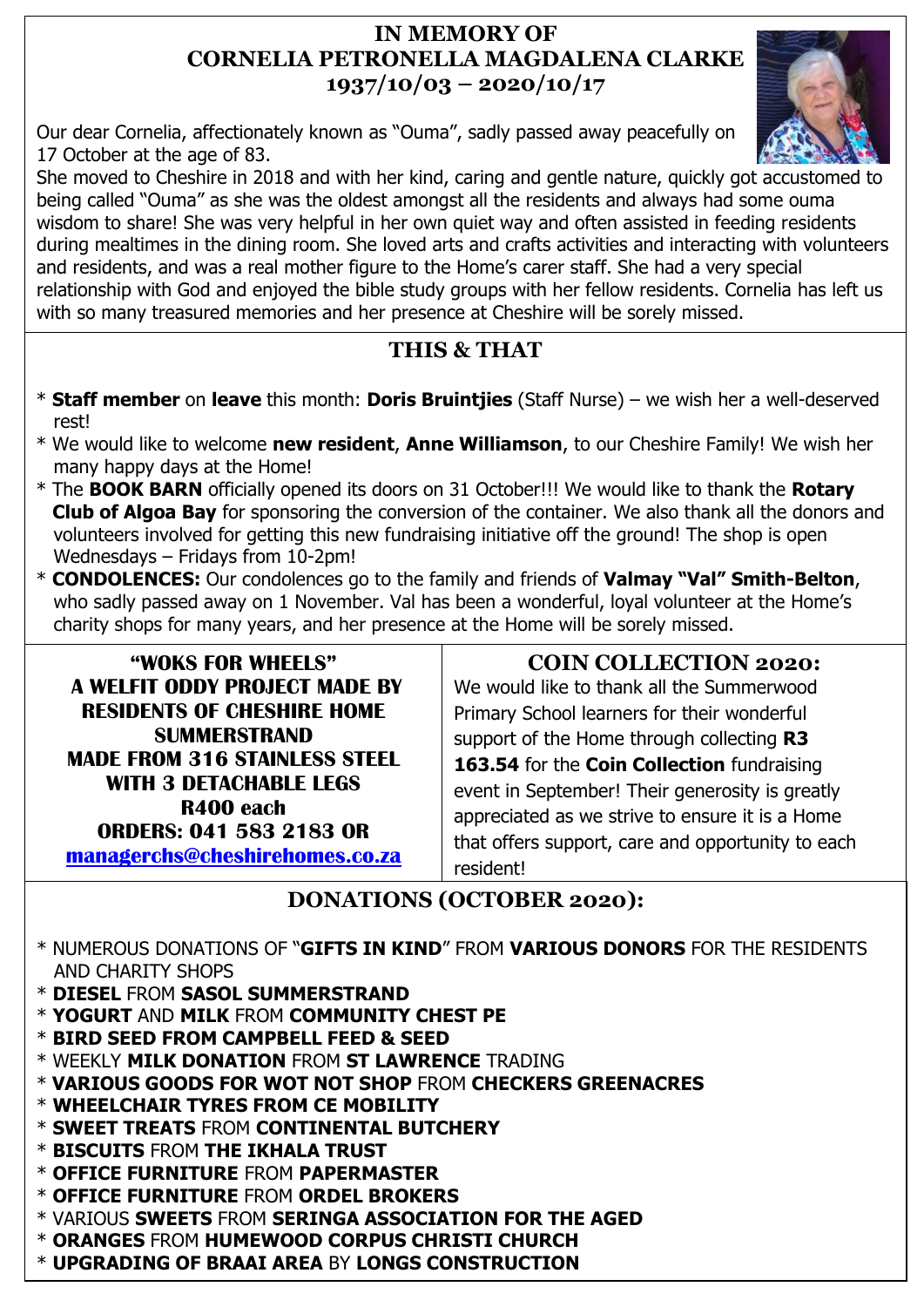## IN MEMORY OF CORNELIA PETRONELLA MAGDALENA CLARKE
## 1937/10/03 – 2020/10/17

Our dear Cornelia, affectionately known as "Ouma", sadly passed away peacefully on 17 October at the age of 83.

She moved to Cheshire in 2018 and with her kind, caring and gentle nature, quickly got accustomed to being called "Ouma" as she was the oldest amongst all the residents and always had some ouma wisdom to share! She was very helpful in her own quiet way and often assisted in feeding residents during mealtimes in the dining room. She loved arts and crafts activities and interacting with volunteers and residents, and was a real mother figure to the Home's carer staff. She had a very special relationship with God and enjoyed the bible study groups with her fellow residents. Cornelia has left us with so many treasured memories and her presence at Cheshire will be sorely missed.

## THIS & THAT

* **Staff member** on **leave** this month: **Doris Bruintjies** (Staff Nurse) – we wish her a well-deserved rest!
* We would like to welcome **new resident**, **Anne Williamson**, to our Cheshire Family! We wish her many happy days at the Home!
* The **BOOK BARN** officially opened its doors on 31 October!!! We would like to thank the **Rotary Club of Algoa Bay** for sponsoring the conversion of the container. We also thank all the donors and volunteers involved for getting this new fundraising initiative off the ground! The shop is open Wednesdays – Fridays from 10-2pm!
* **CONDOLENCES:** Our condolences go to the family and friends of **Valmay "Val" Smith-Belton**, who sadly passed away on 1 November. Val has been a wonderful, loyal volunteer at the Home's charity shops for many years, and her presence at the Home will be sorely missed.

**"WOKS FOR WHEELS"**
**A WELFIT ODDY PROJECT MADE BY RESIDENTS OF CHESHIRE HOME SUMMERSTRAND**
**MADE FROM 316 STAINLESS STEEL WITH 3 DETACHABLE LEGS**
**R400 each**
**ORDERS: 041 583 2183 OR [managerchs@cheshirehomes.co.za](mailto:managerchs@cheshirehomes.co.za)**

## COIN COLLECTION 2020:

We would like to thank all the Summerwood Primary School learners for their wonderful support of the Home through collecting **R3 163.54** for the **Coin Collection** fundraising event in September! Their generosity is greatly appreciated as we strive to ensure it is a Home that offers support, care and opportunity to each resident!

## DONATIONS (OCTOBER 2020):

* NUMEROUS DONATIONS OF "**GIFTS IN KIND**" FROM **VARIOUS DONORS** FOR THE RESIDENTS AND CHARITY SHOPS
* **DIESEL** FROM **SASOL SUMMERSTRAND**
* **YOGURT** AND **MILK** FROM **COMMUNITY CHEST PE**
* **BIRD SEED FROM CAMPBELL FEED & SEED**
* WEEKLY **MILK DONATION** FROM **ST LAWRENCE** TRADING
* **VARIOUS GOODS FOR WOT NOT SHOP** FROM **CHECKERS GREENACRES**
* **WHEELCHAIR TYRES FROM CE MOBILITY**
* **SWEET TREATS** FROM **CONTINENTAL BUTCHERY**
* **BISCUITS** FROM **THE IKHALA TRUST**
* **OFFICE FURNITURE** FROM **PAPERMASTER**
* **OFFICE FURNITURE** FROM **ORDEL BROKERS**
* VARIOUS **SWEETS** FROM **SERINGA ASSOCIATION FOR THE AGED**
* **ORANGES** FROM **HUMEWOOD CORPUS CHRISTI CHURCH**
* **UPGRADING OF BRAAI AREA** BY **LONGS CONSTRUCTION**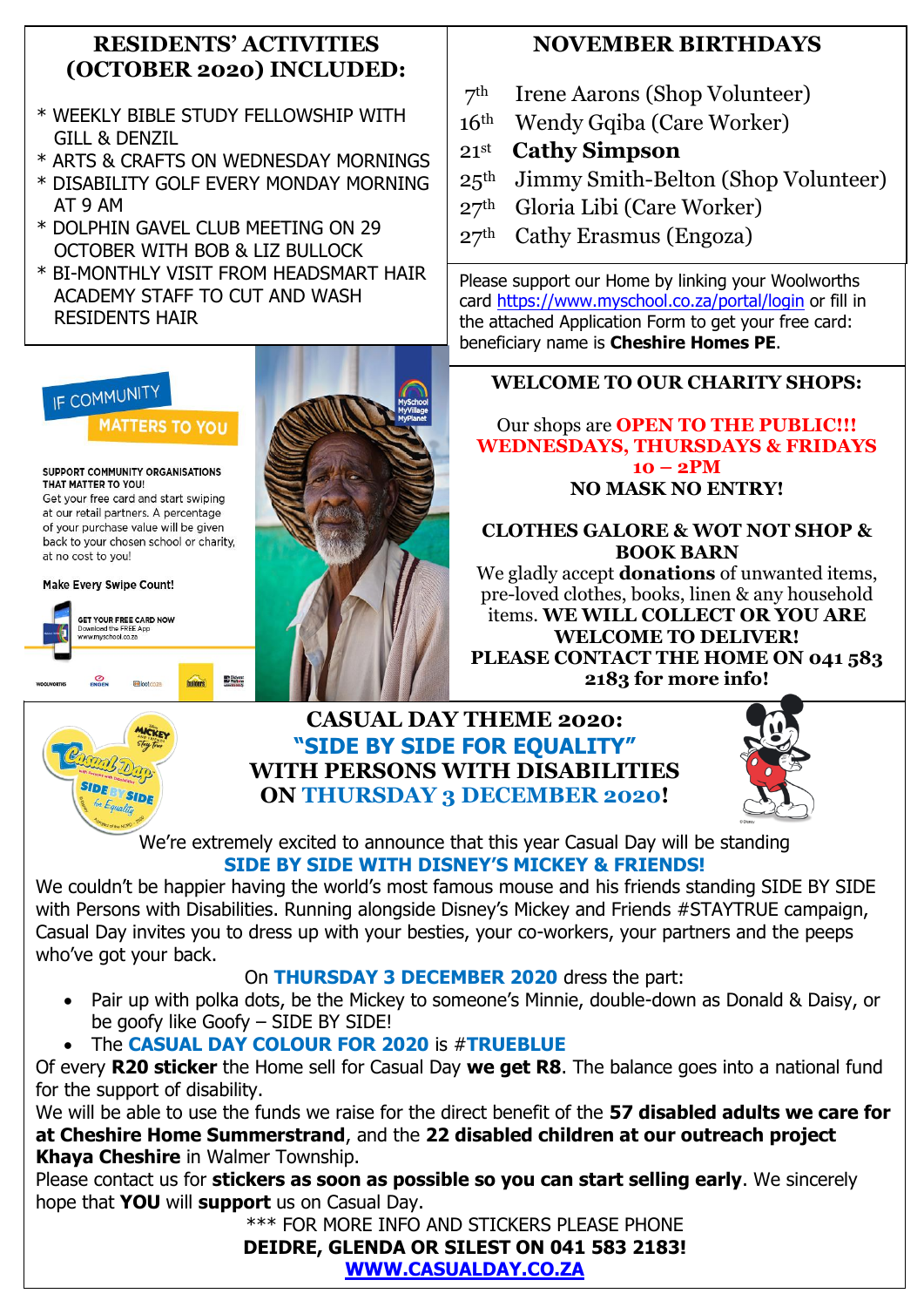## RESIDENTS' ACTIVITIES (OCTOBER 2020) INCLUDED:

* WEEKLY BIBLE STUDY FELLOWSHIP WITH GILL & DENZIL
* ARTS & CRAFTS ON WEDNESDAY MORNINGS
* DISABILITY GOLF EVERY MONDAY MORNING AT 9 AM
* DOLPHIN GAVEL CLUB MEETING ON 29 OCTOBER WITH BOB & LIZ BULLOCK
* BI-MONTHLY VISIT FROM HEADSMART HAIR ACADEMY STAFF TO CUT AND WASH RESIDENTS HAIR

## NOVEMBER BIRTHDAYS

7th Irene Aarons (Shop Volunteer)
16th Wendy Gqiba (Care Worker)
21st **Cathy Simpson**
25th Jimmy Smith-Belton (Shop Volunteer)
27th Gloria Libi (Care Worker)
27th Cathy Erasmus (Engoza)

Please support our Home by linking your Woolworths card https://www.myschool.co.za/portal/login or fill in the attached Application Form to get your free card: beneficiary name is **Cheshire Homes PE**.

IF COMMUNITY MATTERS TO YOU

SUPPORT COMMUNITY ORGANISATIONS THAT MATTER TO YOU!
Get your free card and start swiping at our retail partners. A percentage of your purchase value will be given back to your chosen school or charity, at no cost to you!

Make Every Swipe Count!

GET YOUR FREE CARD NOW
Download the FREE App
www.myschool.co.za

MySchool MyVillage MyPlanet

## WELCOME TO OUR CHARITY SHOPS:

Our shops are **OPEN TO THE PUBLIC!!! WEDNESDAYS, THURSDAYS & FRIDAYS 10 – 2PM**
**NO MASK NO ENTRY!**

**CLOTHES GALORE & WOT NOT SHOP & BOOK BARN**
We gladly accept **donations** of unwanted items, pre-loved clothes, books, linen & any household items. **WE WILL COLLECT OR YOU ARE WELCOME TO DELIVER!**
**PLEASE CONTACT THE HOME ON 041 583 2183 for more info!**

## CASUAL DAY THEME 2020: "SIDE BY SIDE FOR EQUALITY" WITH PERSONS WITH DISABILITIES ON THURSDAY 3 DECEMBER 2020!

We're extremely excited to announce that this year Casual Day will be standing
**SIDE BY SIDE WITH DISNEY'S MICKEY & FRIENDS!**

We couldn't be happier having the world's most famous mouse and his friends standing SIDE BY SIDE with Persons with Disabilities. Running alongside Disney's Mickey and Friends #STAYTRUE campaign, Casual Day invites you to dress up with your besties, your co-workers, your partners and the peeps who've got your back.

On **THURSDAY 3 DECEMBER 2020** dress the part:

- Pair up with polka dots, be the Mickey to someone's Minnie, double-down as Donald & Daisy, or be goofy like Goofy – SIDE BY SIDE!
- The **CASUAL DAY COLOUR FOR 2020** is #**TRUEBLUE**

Of every **R20 sticker** the Home sell for Casual Day **we get R8**. The balance goes into a national fund for the support of disability.

We will be able to use the funds we raise for the direct benefit of the **57 disabled adults we care for at Cheshire Home Summerstrand**, and the **22 disabled children at our outreach project Khaya Cheshire** in Walmer Township.

Please contact us for **stickers as soon as possible so you can start selling early**. We sincerely hope that **YOU** will **support** us on Casual Day.

*** FOR MORE INFO AND STICKERS PLEASE PHONE
**DEIDRE, GLENDA OR SILEST ON 041 583 2183!**
**WWW.CASUALDAY.CO.ZA**